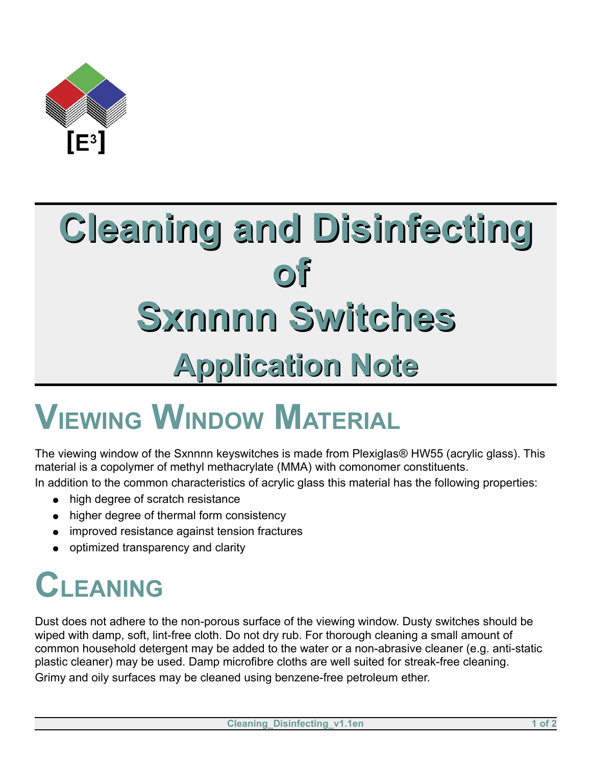[E³]

# Cleaning and Disinfecting of Sxnnnn Switches

## Application Note

# Viewing Window Material

The viewing window of the Sxnnnn keyswitches is made from Plexiglas® HW55 (acrylic glass). This material is a copolymer of methyl methacrylate (MMA) with comonomer constituents.

In addition to the common characteristics of acrylic glass this material has the following properties:

- high degree of scratch resistance
- higher degree of thermal form consistency
- improved resistance against tension fractures
- optimized transparency and clarity

# Cleaning

Dust does not adhere to the non-porous surface of the viewing window. Dusty switches should be wiped with damp, soft, lint-free cloth. Do not dry rub. For thorough cleaning a small amount of common household detergent may be added to the water or a non-abrasive cleaner (e.g. anti-static plastic cleaner) may be used. Damp microfibre cloths are well suited for streak-free cleaning.

Grimy and oily surfaces may be cleaned using benzene-free petroleum ether.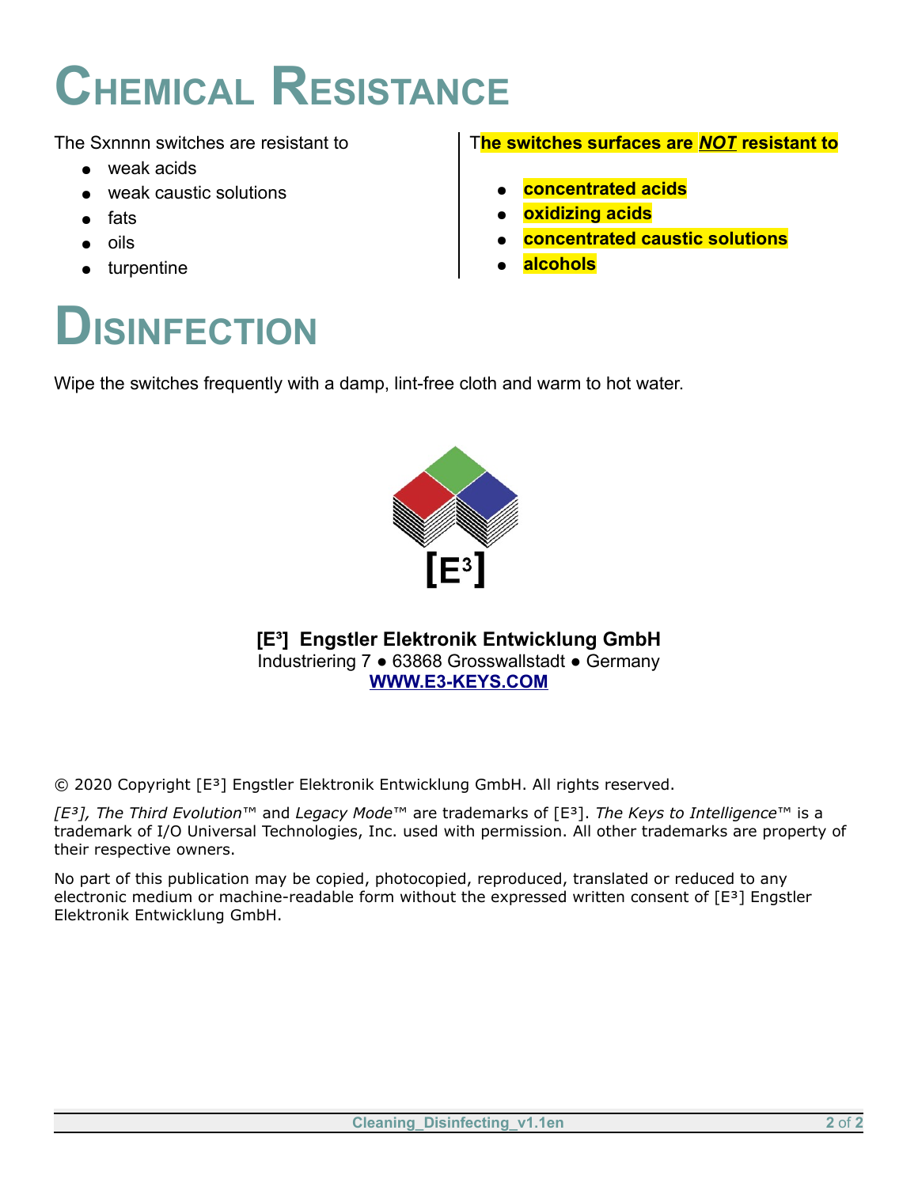# Chemical Resistance

The Sxnnnn switches are resistant to

- weak acids
- weak caustic solutions
- fats
- oils
- turpentine

**The switches surfaces are *NOT* resistant to**

- **concentrated acids**
- **oxidizing acids**
- **concentrated caustic solutions**
- **alcohols**

# Disinfection

Wipe the switches frequently with a damp, lint-free cloth and warm to hot water.

[E³]

**[E³] Engstler Elektronik Entwicklung GmbH**
Industriering 7 ● 63868 Grosswallstadt ● Germany
**WWW.E3-KEYS.COM**

© 2020 Copyright [E³] Engstler Elektronik Entwicklung GmbH. All rights reserved.

*[E³], The Third Evolution*™ and *Legacy Mode*™ are trademarks of [E³]. *The Keys to Intelligence*™ is a trademark of I/O Universal Technologies, Inc. used with permission. All other trademarks are property of their respective owners.

No part of this publication may be copied, photocopied, reproduced, translated or reduced to any electronic medium or machine-readable form without the expressed written consent of [E³] Engstler Elektronik Entwicklung GmbH.